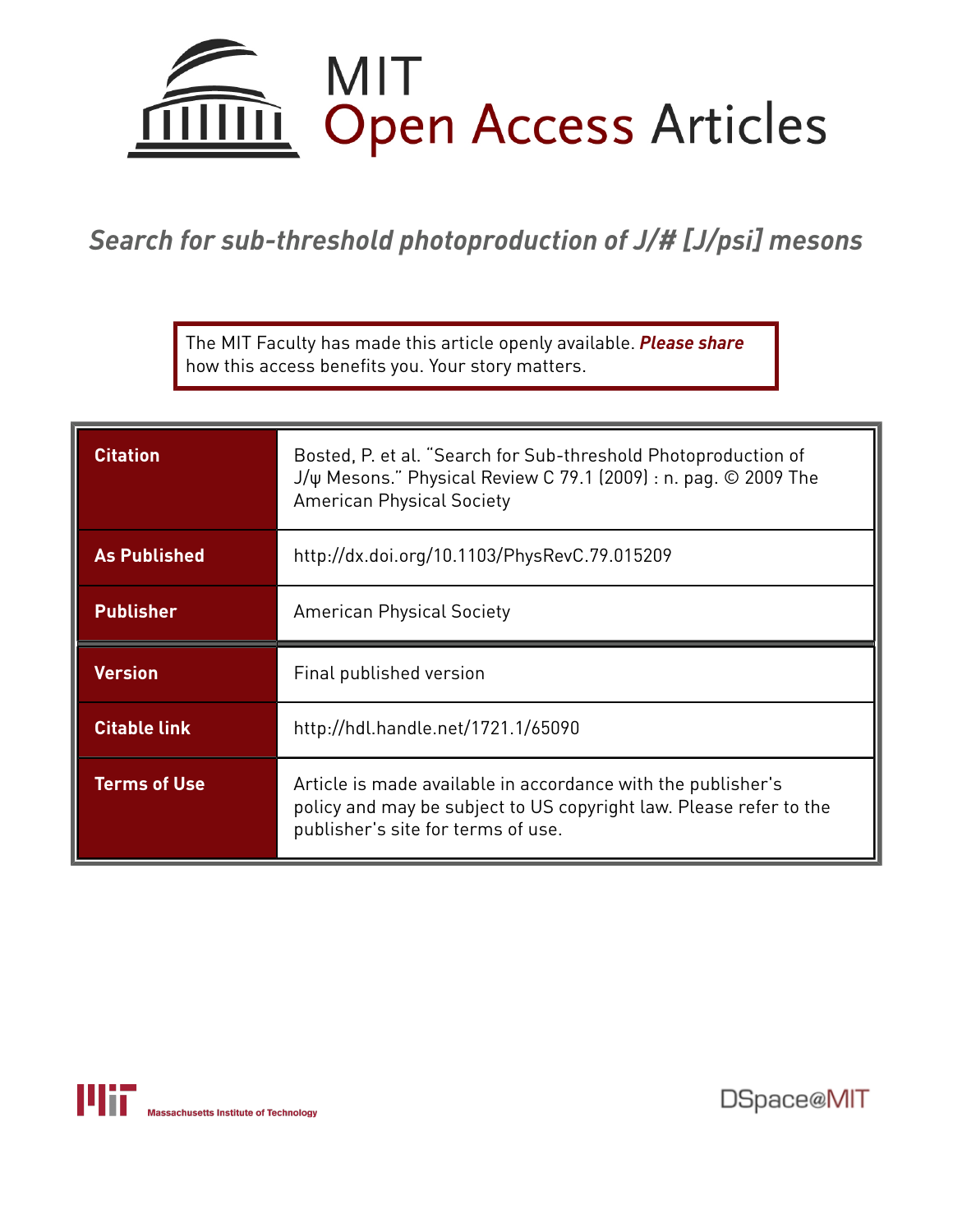MIT Open Access Articles

# *Search for sub-threshold photoproduction of J/# [J/psi] mesons*

The MIT Faculty has made this article openly available. ***Please share*** how this access benefits you. Your story matters.

| | |
|---|---|
| **Citation** | Bosted, P. et al. "Search for Sub-threshold Photoproduction of J/ψ Mesons." Physical Review C 79.1 (2009) : n. pag. © 2009 The American Physical Society |
| **As Published** | http://dx.doi.org/10.1103/PhysRevC.79.015209 |
| **Publisher** | American Physical Society |
| **Version** | Final published version |
| **Citable link** | http://hdl.handle.net/1721.1/65090 |
| **Terms of Use** | Article is made available in accordance with the publisher's policy and may be subject to US copyright law. Please refer to the publisher's site for terms of use. |

Massachusetts Institute of Technology

DSpace@MIT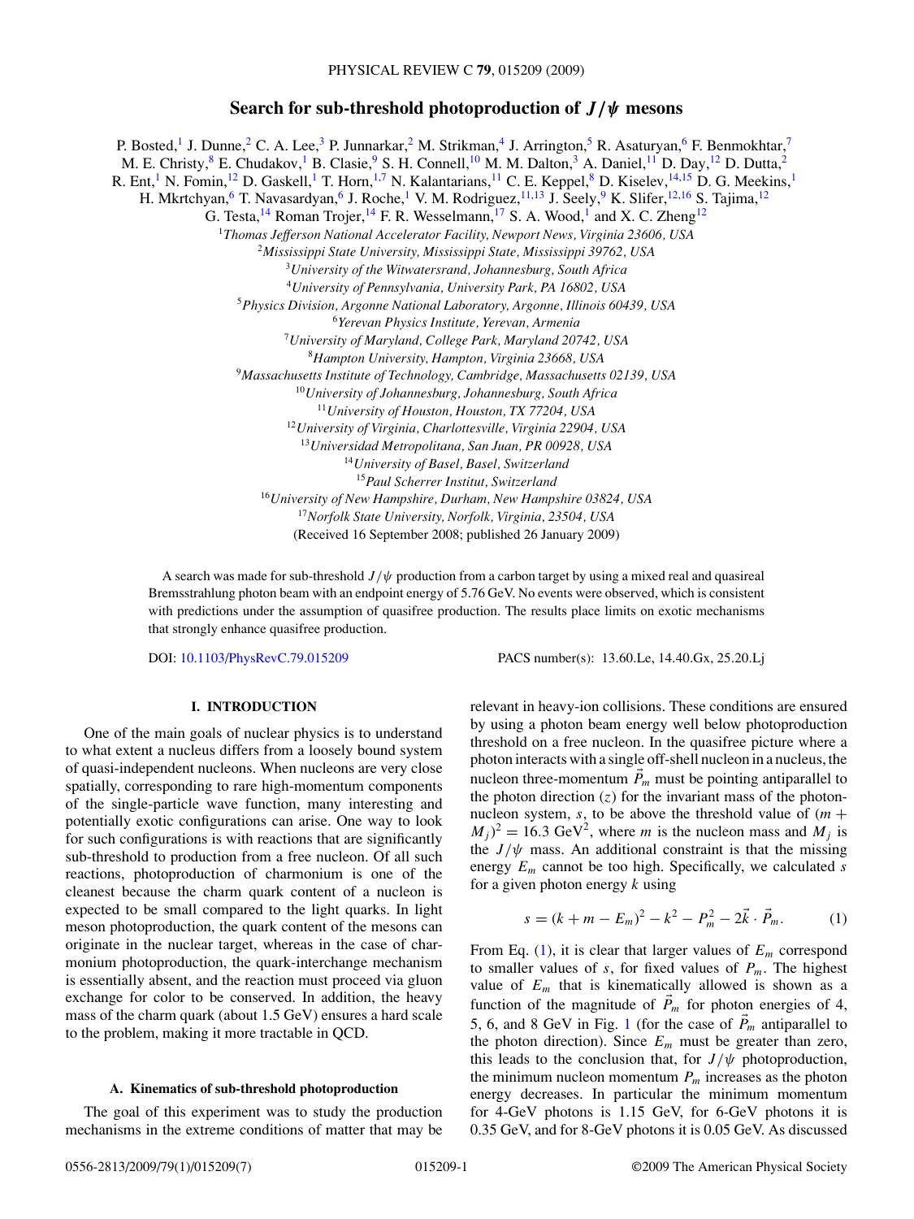# Search for sub-threshold photoproduction of $J/\psi$ mesons

P. Bosted,[1] J. Dunne,[2] C. A. Lee,[3] P. Junnarkar,[2] M. Strikman,[4] J. Arrington,[5] R. Asaturyan,[6] F. Benmokhtar,[7] M. E. Christy,[8] E. Chudakov,[1] B. Clasie,[9] S. H. Connell,[10] M. M. Dalton,[3] A. Daniel,[11] D. Day,[12] D. Dutta,[2] R. Ent,[1] N. Fomin,[12] D. Gaskell,[1] T. Horn,[1,7] N. Kalantarians,[11] C. E. Keppel,[8] D. Kiselev,[14,15] D. G. Meekins,[1] H. Mkrtchyan,[6] T. Navasardyan,[6] J. Roche,[1] V. M. Rodriguez,[11,13] J. Seely,[9] K. Slifer,[12,16] S. Tajima,[12] G. Testa,[14] Roman Trojer,[14] F. R. Wesselmann,[17] S. A. Wood,[1] and X. C. Zheng[12]

[1]Thomas Jefferson National Accelerator Facility, Newport News, Virginia 23606, USA
[2]Mississippi State University, Mississippi State, Mississippi 39762, USA
[3]University of the Witwatersrand, Johannesburg, South Africa
[4]University of Pennsylvania, University Park, PA 16802, USA
[5]Physics Division, Argonne National Laboratory, Argonne, Illinois 60439, USA
[6]Yerevan Physics Institute, Yerevan, Armenia
[7]University of Maryland, College Park, Maryland 20742, USA
[8]Hampton University, Hampton, Virginia 23668, USA
[9]Massachusetts Institute of Technology, Cambridge, Massachusetts 02139, USA
[10]University of Johannesburg, Johannesburg, South Africa
[11]University of Houston, Houston, TX 77204, USA
[12]University of Virginia, Charlottesville, Virginia 22904, USA
[13]Universidad Metropolitana, San Juan, PR 00928, USA
[14]University of Basel, Basel, Switzerland
[15]Paul Scherrer Institut, Switzerland
[16]University of New Hampshire, Durham, New Hampshire 03824, USA
[17]Norfolk State University, Norfolk, Virginia, 23504, USA

(Received 16 September 2008; published 26 January 2009)

A search was made for sub-threshold $J/\psi$ production from a carbon target by using a mixed real and quasireal Bremsstrahlung photon beam with an endpoint energy of 5.76 GeV. No events were observed, which is consistent with predictions under the assumption of quasifree production. The results place limits on exotic mechanisms that strongly enhance quasifree production.

DOI: 10.1103/PhysRevC.79.015209 PACS number(s): 13.60.Le, 14.40.Gx, 25.20.Lj

## I. INTRODUCTION

One of the main goals of nuclear physics is to understand to what extent a nucleus differs from a loosely bound system of quasi-independent nucleons. When nucleons are very close spatially, corresponding to rare high-momentum components of the single-particle wave function, many interesting and potentially exotic configurations can arise. One way to look for such configurations is with reactions that are significantly sub-threshold to production from a free nucleon. Of all such reactions, photoproduction of charmonium is one of the cleanest because the charm quark content of a nucleon is expected to be small compared to the light quarks. In light meson photoproduction, the quark content of the mesons can originate in the nuclear target, whereas in the case of charmonium photoproduction, the quark-interchange mechanism is essentially absent, and the reaction must proceed via gluon exchange for color to be conserved. In addition, the heavy mass of the charm quark (about 1.5 GeV) ensures a hard scale to the problem, making it more tractable in QCD.

### A. Kinematics of sub-threshold photoproduction

The goal of this experiment was to study the production mechanisms in the extreme conditions of matter that may be relevant in heavy-ion collisions. These conditions are ensured by using a photon beam energy well below photoproduction threshold on a free nucleon. In the quasifree picture where a photon interacts with a single off-shell nucleon in a nucleus, the nucleon three-momentum $\vec{P}_m$ must be pointing antiparallel to the photon direction ($z$) for the invariant mass of the photon-nucleon system, $s$, to be above the threshold value of $(m + M_j)^2 = 16.3$ GeV$^2$, where $m$ is the nucleon mass and $M_j$ is the $J/\psi$ mass. An additional constraint is that the missing energy $E_m$ cannot be too high. Specifically, we calculated $s$ for a given photon energy $k$ using

$$s = (k + m - E_m)^2 - k^2 - P_m^2 - 2\vec{k} \cdot \vec{P}_m. \tag{1}$$

From Eq. (1), it is clear that larger values of $E_m$ correspond to smaller values of $s$, for fixed values of $P_m$. The highest value of $E_m$ that is kinematically allowed is shown as a function of the magnitude of $\vec{P}_m$ for photon energies of 4, 5, 6, and 8 GeV in Fig. 1 (for the case of $\vec{P}_m$ antiparallel to the photon direction). Since $E_m$ must be greater than zero, this leads to the conclusion that, for $J/\psi$ photoproduction, the minimum nucleon momentum $P_m$ increases as the photon energy decreases. In particular the minimum momentum for 4-GeV photons is 1.15 GeV, for 6-GeV photons it is 0.35 GeV, and for 8-GeV photons it is 0.05 GeV. As discussed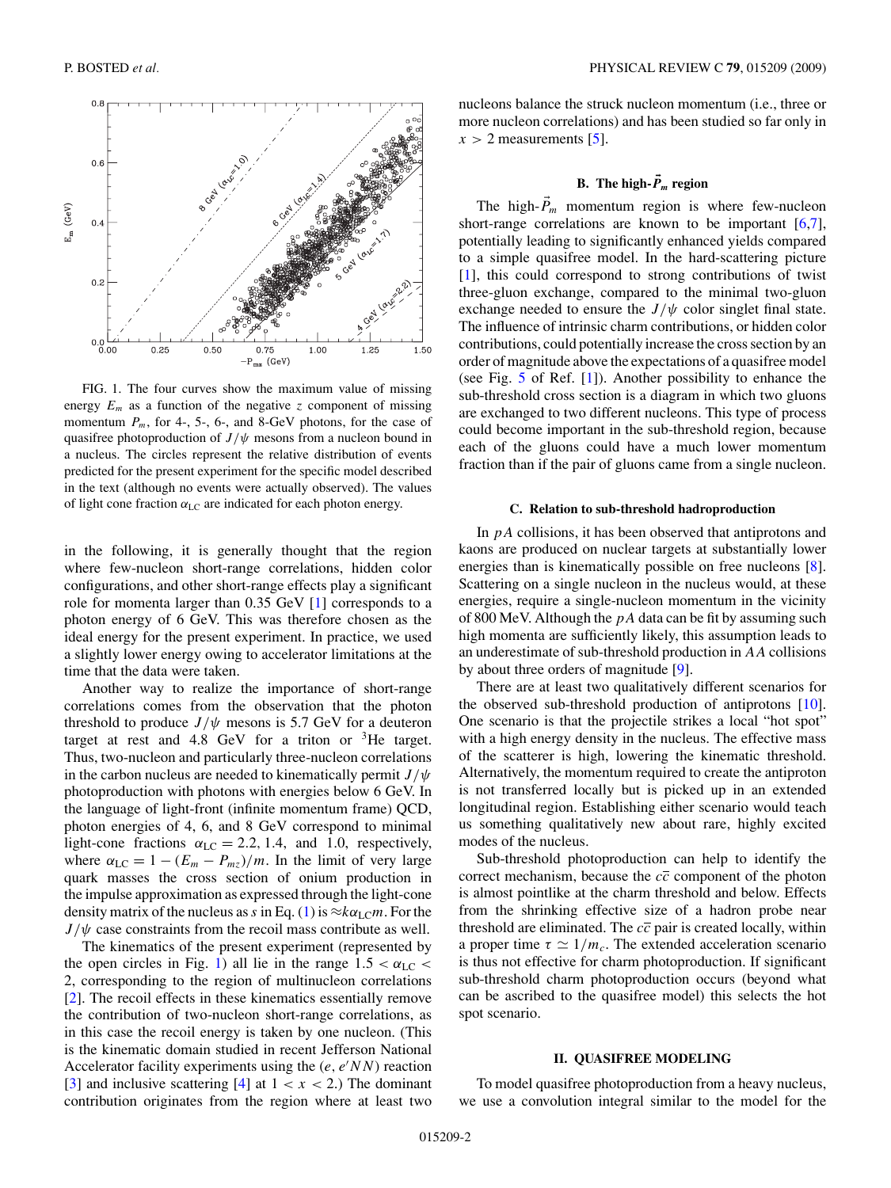0.8
0.6
0.4
0.2
0.0
0.00 0.25 0.50 0.75 1.00 1.25 1.50
$E_m$ (GeV)
$-P_{mz}$ (GeV)
8 GeV ($\alpha_{LC}$=1.0)
6 GeV ($\alpha_{LC}$=1.4)
5 GeV ($\alpha_{LC}$=1.7)
4 GeV ($\alpha_{LC}$=2.2)

FIG. 1. The four curves show the maximum value of missing energy $E_m$ as a function of the negative $z$ component of missing momentum $P_m$, for 4-, 5-, 6-, and 8-GeV photons, for the case of quasifree photoproduction of $J/\psi$ mesons from a nucleon bound in a nucleus. The circles represent the relative distribution of events predicted for the present experiment for the specific model described in the text (although no events were actually observed). The values of light cone fraction $\alpha_{LC}$ are indicated for each photon energy.

in the following, it is generally thought that the region where few-nucleon short-range correlations, hidden color configurations, and other short-range effects play a significant role for momenta larger than 0.35 GeV [1] corresponds to a photon energy of 6 GeV. This was therefore chosen as the ideal energy for the present experiment. In practice, we used a slightly lower energy owing to accelerator limitations at the time that the data were taken.

Another way to realize the importance of short-range correlations comes from the observation that the photon threshold to produce $J/\psi$ mesons is 5.7 GeV for a deuteron target at rest and 4.8 GeV for a triton or $^3$He target. Thus, two-nucleon and particularly three-nucleon correlations in the carbon nucleus are needed to kinematically permit $J/\psi$ photoproduction with photons with energies below 6 GeV. In the language of light-front (infinite momentum frame) QCD, photon energies of 4, 6, and 8 GeV correspond to minimal light-cone fractions $\alpha_{LC} = 2.2$, 1.4, and 1.0, respectively, where $\alpha_{LC} = 1 - (E_m - P_{mz})/m$. In the limit of very large quark masses the cross section of onium production in the impulse approximation as expressed through the light-cone density matrix of the nucleus as $s$ in Eq. (1) is $\approx k\alpha_{LC}m$. For the $J/\psi$ case constraints from the recoil mass contribute as well.

The kinematics of the present experiment (represented by the open circles in Fig. 1) all lie in the range $1.5 < \alpha_{LC} < 2$, corresponding to the region of multinucleon correlations [2]. The recoil effects in these kinematics essentially remove the contribution of two-nucleon short-range correlations, as in this case the recoil energy is taken by one nucleon. (This is the kinematic domain studied in recent Jefferson National Accelerator facility experiments using the $(e, e'NN)$ reaction [3] and inclusive scattering [4] at $1 < x < 2$.) The dominant contribution originates from the region where at least two nucleons balance the struck nucleon momentum (i.e., three or more nucleon correlations) and has been studied so far only in $x > 2$ measurements [5].

### B. The high-$\vec{P}_m$ region

The high-$\vec{P}_m$ momentum region is where few-nucleon short-range correlations are known to be important [6,7], potentially leading to significantly enhanced yields compared to a simple quasifree model. In the hard-scattering picture [1], this could correspond to strong contributions of twist three-gluon exchange, compared to the minimal two-gluon exchange needed to ensure the $J/\psi$ color singlet final state. The influence of intrinsic charm contributions, or hidden color contributions, could potentially increase the cross section by an order of magnitude above the expectations of a quasifree model (see Fig. 5 of Ref. [1]). Another possibility to enhance the sub-threshold cross section is a diagram in which two gluons are exchanged to two different nucleons. This type of process could become important in the sub-threshold region, because each of the gluons could have a much lower momentum fraction than if the pair of gluons came from a single nucleon.

### C. Relation to sub-threshold hadroproduction

In $pA$ collisions, it has been observed that antiprotons and kaons are produced on nuclear targets at substantially lower energies than is kinematically possible on free nucleons [8]. Scattering on a single nucleon in the nucleus would, at these energies, require a single-nucleon momentum in the vicinity of 800 MeV. Although the $pA$ data can be fit by assuming such high momenta are sufficiently likely, this assumption leads to an underestimate of sub-threshold production in $AA$ collisions by about three orders of magnitude [9].

There are at least two qualitatively different scenarios for the observed sub-threshold production of antiprotons [10]. One scenario is that the projectile strikes a local "hot spot" with a high energy density in the nucleus. The effective mass of the scatterer is high, lowering the kinematic threshold. Alternatively, the momentum required to create the antiproton is not transferred locally but is picked up in an extended longitudinal region. Establishing either scenario would teach us something qualitatively new about rare, highly excited modes of the nucleus.

Sub-threshold photoproduction can help to identify the correct mechanism, because the $c\bar{c}$ component of the photon is almost pointlike at the charm threshold and below. Effects from the shrinking effective size of a hadron probe near threshold are eliminated. The $c\bar{c}$ pair is created locally, within a proper time $\tau \simeq 1/m_c$. The extended acceleration scenario is thus not effective for charm photoproduction. If significant sub-threshold charm photoproduction occurs (beyond what can be ascribed to the quasifree model) this selects the hot spot scenario.

## II. QUASIFREE MODELING

To model quasifree photoproduction from a heavy nucleus, we use a convolution integral similar to the model for the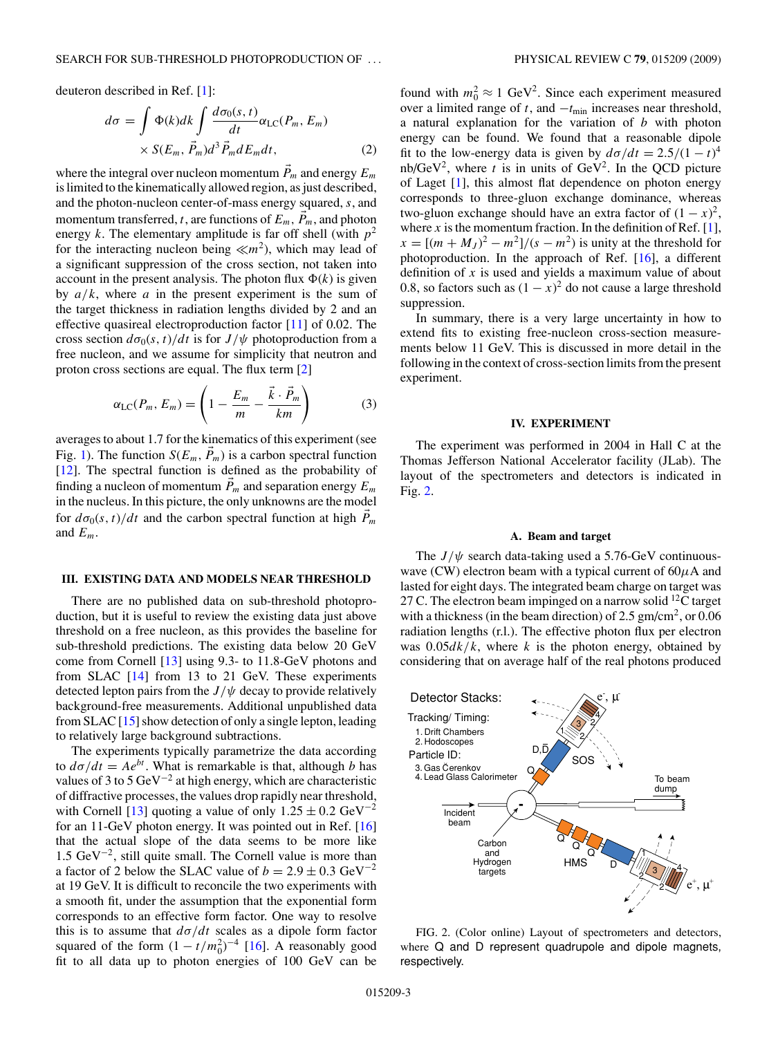deuteron described in Ref. [1]:

$$d\sigma = \int \Phi(k)dk \int \frac{d\sigma_0(s,t)}{dt}\alpha_{\rm LC}(P_m, E_m) \times S(E_m, \vec{P}_m) d^3\vec{P}_m dE_m dt, \tag{2}$$

where the integral over nucleon momentum $\vec{P}_m$ and energy $E_m$ is limited to the kinematically allowed region, as just described, and the photon-nucleon center-of-mass energy squared, $s$, and momentum transferred, $t$, are functions of $E_m$, $\vec{P}_m$, and photon energy $k$. The elementary amplitude is far off shell (with $p^2$ for the interacting nucleon being $\ll m^2$), which may lead of a significant suppression of the cross section, not taken into account in the present analysis. The photon flux $\Phi(k)$ is given by $a/k$, where $a$ in the present experiment is the sum of the target thickness in radiation lengths divided by 2 and an effective quasireal electroproduction factor [11] of 0.02. The cross section $d\sigma_0(s,t)/dt$ is for $J/\psi$ photoproduction from a free nucleon, and we assume for simplicity that neutron and proton cross sections are equal. The flux term [2]

$$\alpha_{\rm LC}(P_m, E_m) = \left(1 - \frac{E_m}{m} - \frac{\vec{k}\cdot\vec{P}_m}{km}\right) \tag{3}$$

averages to about 1.7 for the kinematics of this experiment (see Fig. 1). The function $S(E_m, \vec{P}_m)$ is a carbon spectral function [12]. The spectral function is defined as the probability of finding a nucleon of momentum $\vec{P}_m$ and separation energy $E_m$ in the nucleus. In this picture, the only unknowns are the model for $d\sigma_0(s,t)/dt$ and the carbon spectral function at high $\vec{P}_m$ and $E_m$.

## III. EXISTING DATA AND MODELS NEAR THRESHOLD

There are no published data on sub-threshold photoproduction, but it is useful to review the existing data just above threshold on a free nucleon, as this provides the baseline for sub-threshold predictions. The existing data below 20 GeV come from Cornell [13] using 9.3- to 11.8-GeV photons and from SLAC [14] from 13 to 21 GeV. These experiments detected lepton pairs from the $J/\psi$ decay to provide relatively background-free measurements. Additional unpublished data from SLAC [15] show detection of only a single lepton, leading to relatively large background subtractions.

The experiments typically parametrize the data according to $d\sigma/dt = Ae^{bt}$. What is remarkable is that, although $b$ has values of 3 to 5 GeV$^{-2}$ at high energy, which are characteristic of diffractive processes, the values drop rapidly near threshold, with Cornell [13] quoting a value of only $1.25 \pm 0.2$ GeV$^{-2}$ for an 11-GeV photon energy. It was pointed out in Ref. [16] that the actual slope of the data seems to be more like 1.5 GeV$^{-2}$, still quite small. The Cornell value is more than a factor of 2 below the SLAC value of $b = 2.9 \pm 0.3$ GeV$^{-2}$ at 19 GeV. It is difficult to reconcile the two experiments with a smooth fit, under the assumption that the exponential form corresponds to an effective form factor. One way to resolve this is to assume that $d\sigma/dt$ scales as a dipole form factor squared of the form $(1 - t/m_0^2)^{-4}$ [16]. A reasonably good fit to all data up to photon energies of 100 GeV can be found with $m_0^2 \approx 1$ GeV$^2$. Since each experiment measured over a limited range of $t$, and $-t_{\rm min}$ increases near threshold, a natural explanation for the variation of $b$ with photon energy can be found. We found that a reasonable dipole fit to the low-energy data is given by $d\sigma/dt = 2.5/(1-t)^4$ nb/GeV$^2$, where $t$ is in units of GeV$^2$. In the QCD picture of Laget [1], this almost flat dependence on photon energy corresponds to three-gluon exchange dominance, whereas two-gluon exchange should have an extra factor of $(1-x)^2$, where $x$ is the momentum fraction. In the definition of Ref. [1], $x = [(m + M_J)^2 - m^2]/(s - m^2)$ is unity at the threshold for photoproduction. In the approach of Ref. [16], a different definition of $x$ is used and yields a maximum value of about 0.8, so factors such as $(1-x)^2$ do not cause a large threshold suppression.

In summary, there is a very large uncertainty in how to extend fits to existing free-nucleon cross-section measurements below 11 GeV. This is discussed in more detail in the following in the context of cross-section limits from the present experiment.

## IV. EXPERIMENT

The experiment was performed in 2004 in Hall C at the Thomas Jefferson National Accelerator facility (JLab). The layout of the spectrometers and detectors is indicated in Fig. 2.

### A. Beam and target

The $J/\psi$ search data-taking used a 5.76-GeV continuous-wave (CW) electron beam with a typical current of 60$\mu$A and lasted for eight days. The integrated beam charge on target was 27 C. The electron beam impinged on a narrow solid $^{12}$C target with a thickness (in the beam direction) of 2.5 gm/cm$^2$, or 0.06 radiation lengths (r.l.). The effective photon flux per electron was $0.05dk/k$, where $k$ is the photon energy, obtained by considering that on average half of the real photons produced

Detector Stacks:
Tracking/ Timing:
1. Drift Chambers
2. Hodoscopes
Particle ID:
3. Gas Čerenkov
4. Lead Glass Calorimeter
e⁻, μ⁻
D,D̄
Q
SOS
Incident beam
To beam dump
Carbon and Hydrogen targets
Q Q Q
HMS
D
e⁺, μ⁺

FIG. 2. (Color online) Layout of spectrometers and detectors, where Q and D represent quadrupole and dipole magnets, respectively.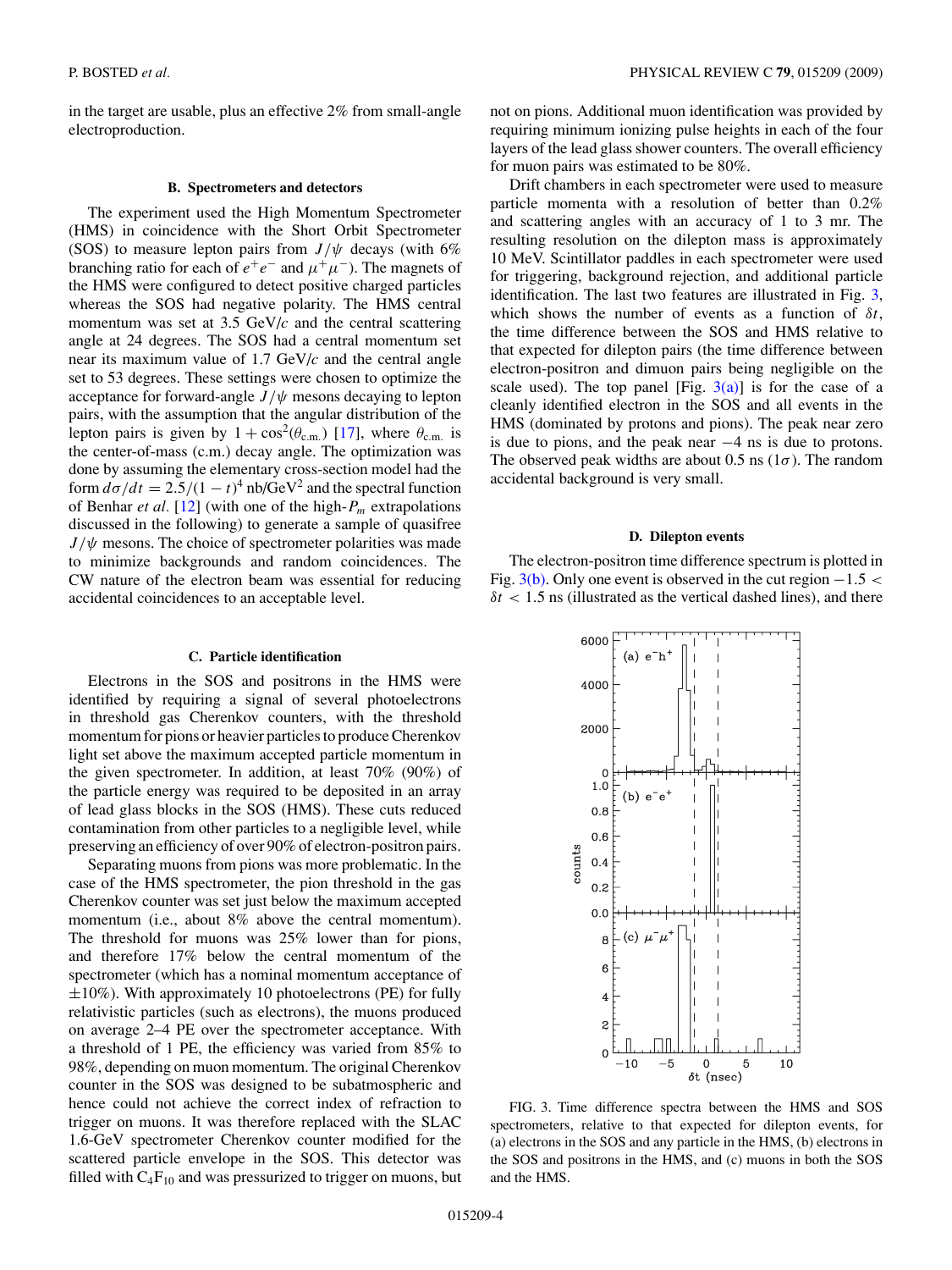in the target are usable, plus an effective 2% from small-angle electroproduction.

### B. Spectrometers and detectors

The experiment used the High Momentum Spectrometer (HMS) in coincidence with the Short Orbit Spectrometer (SOS) to measure lepton pairs from $J/\psi$ decays (with 6% branching ratio for each of $e^+e^-$ and $\mu^+\mu^-$). The magnets of the HMS were configured to detect positive charged particles whereas the SOS had negative polarity. The HMS central momentum was set at 3.5 GeV/$c$ and the central scattering angle at 24 degrees. The SOS had a central momentum set near its maximum value of 1.7 GeV/$c$ and the central angle set to 53 degrees. These settings were chosen to optimize the acceptance for forward-angle $J/\psi$ mesons decaying to lepton pairs, with the assumption that the angular distribution of the lepton pairs is given by $1 + \cos^2(\theta_{\mathrm{c.m.}})$ [17], where $\theta_{\mathrm{c.m.}}$ is the center-of-mass (c.m.) decay angle. The optimization was done by assuming the elementary cross-section model had the form $d\sigma/dt = 2.5/(1-t)^4$ nb/GeV$^2$ and the spectral function of Benhar *et al.* [12] (with one of the high-$P_m$ extrapolations discussed in the following) to generate a sample of quasifree $J/\psi$ mesons. The choice of spectrometer polarities was made to minimize backgrounds and random coincidences. The CW nature of the electron beam was essential for reducing accidental coincidences to an acceptable level.

### C. Particle identification

Electrons in the SOS and positrons in the HMS were identified by requiring a signal of several photoelectrons in threshold gas Cherenkov counters, with the threshold momentum for pions or heavier particles to produce Cherenkov light set above the maximum accepted particle momentum in the given spectrometer. In addition, at least 70% (90%) of the particle energy was required to be deposited in an array of lead glass blocks in the SOS (HMS). These cuts reduced contamination from other particles to a negligible level, while preserving an efficiency of over 90% of electron-positron pairs.

Separating muons from pions was more problematic. In the case of the HMS spectrometer, the pion threshold in the gas Cherenkov counter was set just below the maximum accepted momentum (i.e., about 8% above the central momentum). The threshold for muons was 25% lower than for pions, and therefore 17% below the central momentum of the spectrometer (which has a nominal momentum acceptance of $\pm 10\%$). With approximately 10 photoelectrons (PE) for fully relativistic particles (such as electrons), the muons produced on average 2–4 PE over the spectrometer acceptance. With a threshold of 1 PE, the efficiency was varied from 85% to 98%, depending on muon momentum. The original Cherenkov counter in the SOS was designed to be subatmospheric and hence could not achieve the correct index of refraction to trigger on muons. It was therefore replaced with the SLAC 1.6-GeV spectrometer Cherenkov counter modified for the scattered particle envelope in the SOS. This detector was filled with $C_4F_{10}$ and was pressurized to trigger on muons, but not on pions. Additional muon identification was provided by requiring minimum ionizing pulse heights in each of the four layers of the lead glass shower counters. The overall efficiency for muon pairs was estimated to be 80%.

Drift chambers in each spectrometer were used to measure particle momenta with a resolution of better than 0.2% and scattering angles with an accuracy of 1 to 3 mr. The resulting resolution on the dilepton mass is approximately 10 MeV. Scintillator paddles in each spectrometer were used for triggering, background rejection, and additional particle identification. The last two features are illustrated in Fig. 3, which shows the number of events as a function of $\delta t$, the time difference between the SOS and HMS relative to that expected for dilepton pairs (the time difference between electron-positron and dimuon pairs being negligible on the scale used). The top panel [Fig. 3(a)] is for the case of a cleanly identified electron in the SOS and all events in the HMS (dominated by protons and pions). The peak near zero is due to pions, and the peak near $-4$ ns is due to protons. The observed peak widths are about 0.5 ns ($1\sigma$). The random accidental background is very small.

### D. Dilepton events

The electron-positron time difference spectrum is plotted in Fig. 3(b). Only one event is observed in the cut region $-1.5 < \delta t < 1.5$ ns (illustrated as the vertical dashed lines), and there

(a) e⁻h⁺
(b) e⁻e⁺
(c) μ⁻μ⁺
counts
δt (nsec)

FIG. 3. Time difference spectra between the HMS and SOS spectrometers, relative to that expected for dilepton events, for (a) electrons in the SOS and any particle in the HMS, (b) electrons in the SOS and positrons in the HMS, and (c) muons in both the SOS and the HMS.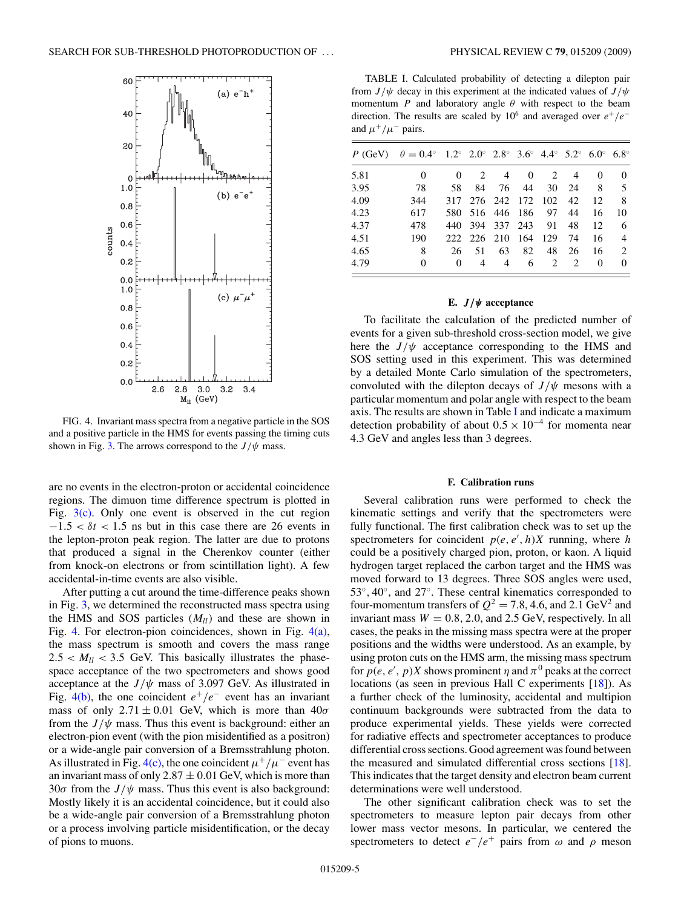(a) e⁻h⁺

(b) e⁻e⁺

(c) μ⁻μ⁺

counts

$M_{ll}$ (GeV)

0 20 40 60

0.0 0.2 0.4 0.6 0.8 1.0

2.6 2.8 3.0 3.2 3.4

FIG. 4. Invariant mass spectra from a negative particle in the SOS and a positive particle in the HMS for events passing the timing cuts shown in Fig. 3. The arrows correspond to the $J/\psi$ mass.

are no events in the electron-proton or accidental coincidence regions. The dimuon time difference spectrum is plotted in Fig. 3(c). Only one event is observed in the cut region $-1.5 < \delta t < 1.5$ ns but in this case there are 26 events in the lepton-proton peak region. The latter are due to protons that produced a signal in the Cherenkov counter (either from knock-on electrons or from scintillation light). A few accidental-in-time events are also visible.

After putting a cut around the time-difference peaks shown in Fig. 3, we determined the reconstructed mass spectra using the HMS and SOS particles ($M_{ll}$) and these are shown in Fig. 4. For electron-pion coincidences, shown in Fig. 4(a), the mass spectrum is smooth and covers the mass range $2.5 < M_{ll} < 3.5$ GeV. This basically illustrates the phase-space acceptance of the two spectrometers and shows good acceptance at the $J/\psi$ mass of 3.097 GeV. As illustrated in Fig. 4(b), the one coincident $e^+/e^-$ event has an invariant mass of only $2.71 \pm 0.01$ GeV, which is more than $40\sigma$ from the $J/\psi$ mass. Thus this event is background: either an electron-pion event (with the pion misidentified as a positron) or a wide-angle pair conversion of a Bremsstrahlung photon. As illustrated in Fig. 4(c), the one coincident $\mu^+/\mu^-$ event has an invariant mass of only $2.87 \pm 0.01$ GeV, which is more than $30\sigma$ from the $J/\psi$ mass. Thus this event is also background: Mostly likely it is an accidental coincidence, but it could also be a wide-angle pair conversion of a Bremsstrahlung photon or a process involving particle misidentification, or the decay of pions to muons.

TABLE I. Calculated probability of detecting a dilepton pair from $J/\psi$ decay in this experiment at the indicated values of $J/\psi$ momentum $P$ and laboratory angle $\theta$ with respect to the beam direction. The results are scaled by $10^6$ and averaged over $e^+/e^-$ and $\mu^+/\mu^-$ pairs.

| $P$ (GeV) | $\theta = 0.4^\circ$ | $1.2^\circ$ | $2.0^\circ$ | $2.8^\circ$ | $3.6^\circ$ | $4.4^\circ$ | $5.2^\circ$ | $6.0^\circ$ | $6.8^\circ$ |
|---|---|---|---|---|---|---|---|---|---|
| 5.81 | 0 | 0 | 2 | 4 | 0 | 2 | 4 | 0 | 0 |
| 3.95 | 78 | 58 | 84 | 76 | 44 | 30 | 24 | 8 | 5 |
| 4.09 | 344 | 317 | 276 | 242 | 172 | 102 | 42 | 12 | 8 |
| 4.23 | 617 | 580 | 516 | 446 | 186 | 97 | 44 | 16 | 10 |
| 4.37 | 478 | 440 | 394 | 337 | 243 | 91 | 48 | 12 | 6 |
| 4.51 | 190 | 222 | 226 | 210 | 164 | 129 | 74 | 16 | 4 |
| 4.65 | 8 | 26 | 51 | 63 | 82 | 48 | 26 | 16 | 2 |
| 4.79 | 0 | 0 | 4 | 4 | 6 | 2 | 2 | 0 | 0 |

### E. $J/\psi$ acceptance

To facilitate the calculation of the predicted number of events for a given sub-threshold cross-section model, we give here the $J/\psi$ acceptance corresponding to the HMS and SOS setting used in this experiment. This was determined by a detailed Monte Carlo simulation of the spectrometers, convoluted with the dilepton decays of $J/\psi$ mesons with a particular momentum and polar angle with respect to the beam axis. The results are shown in Table I and indicate a maximum detection probability of about $0.5 \times 10^{-4}$ for momenta near 4.3 GeV and angles less than 3 degrees.

### F. Calibration runs

Several calibration runs were performed to check the kinematic settings and verify that the spectrometers were fully functional. The first calibration check was to set up the spectrometers for coincident $p(e, e', h)X$ running, where $h$ could be a positively charged pion, proton, or kaon. A liquid hydrogen target replaced the carbon target and the HMS was moved forward to 13 degrees. Three SOS angles were used, 53°, 40°, and 27°. These central kinematics corresponded to four-momentum transfers of $Q^2 = 7.8$, 4.6, and 2.1 GeV$^2$ and invariant mass $W = 0.8$, 2.0, and 2.5 GeV, respectively. In all cases, the peaks in the missing mass spectra were at the proper positions and the widths were understood. As an example, by using proton cuts on the HMS arm, the missing mass spectrum for $p(e, e', p)X$ shows prominent $\eta$ and $\pi^0$ peaks at the correct locations (as seen in previous Hall C experiments [18]). As a further check of the luminosity, accidental and multipion continuum backgrounds were subtracted from the data to produce experimental yields. These yields were corrected for radiative effects and spectrometer acceptances to produce differential cross sections. Good agreement was found between the measured and simulated differential cross sections [18]. This indicates that the target density and electron beam current determinations were well understood.

The other significant calibration check was to set the spectrometers to measure lepton pair decays from other lower mass vector mesons. In particular, we centered the spectrometers to detect $e^-/e^+$ pairs from $\omega$ and $\rho$ meson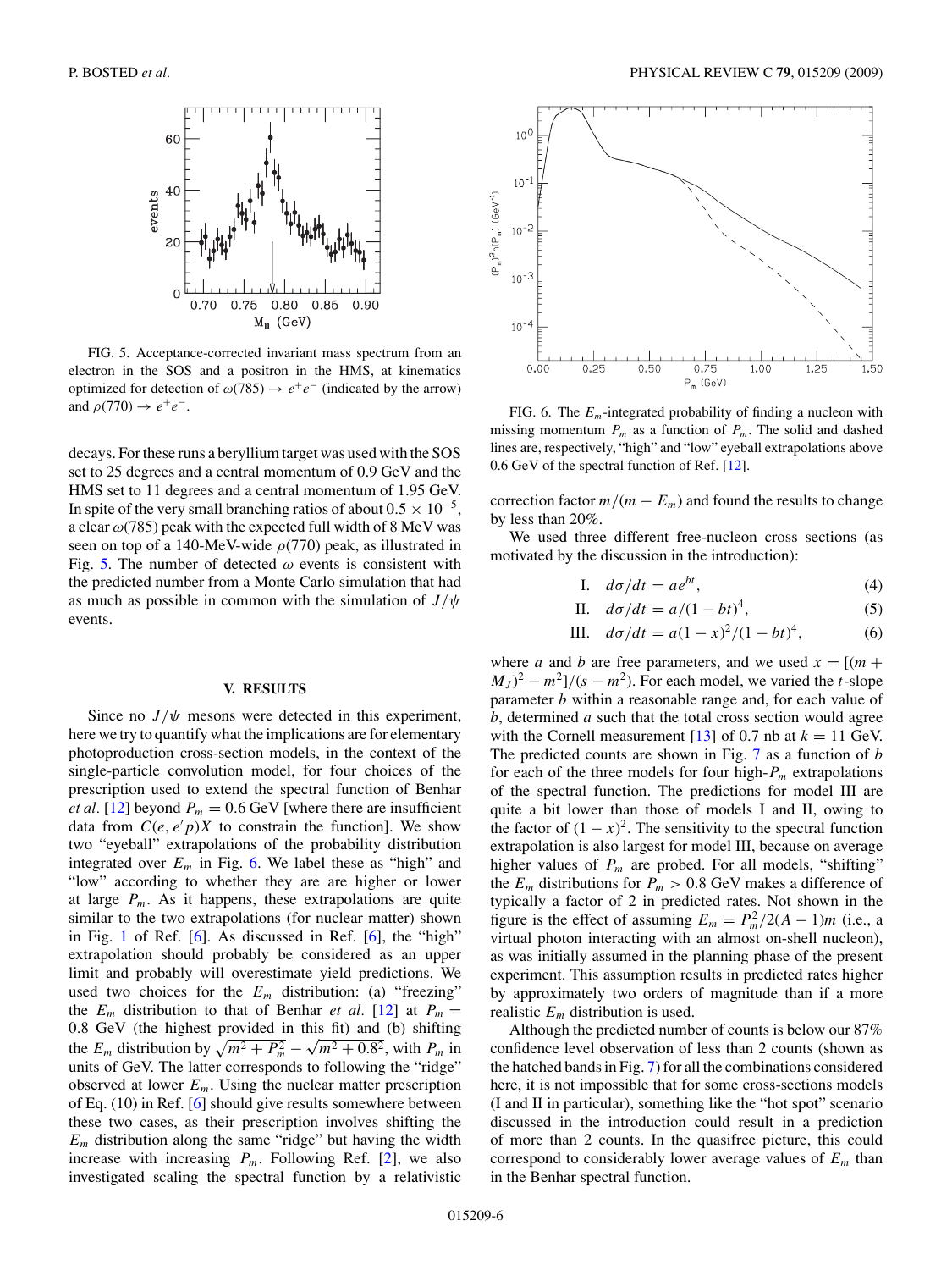events

60

40

20

0

0.70 0.75 0.80 0.85 0.90

$M_{ll}$ (GeV)

FIG. 5. Acceptance-corrected invariant mass spectrum from an electron in the SOS and a positron in the HMS, at kinematics optimized for detection of $\omega(785) \to e^+e^-$ (indicated by the arrow) and $\rho(770) \to e^+e^-$.

decays. For these runs a beryllium target was used with the SOS set to 25 degrees and a central momentum of 0.9 GeV and the HMS set to 11 degrees and a central momentum of 1.95 GeV. In spite of the very small branching ratios of about $0.5 \times 10^{-5}$, a clear $\omega(785)$ peak with the expected full width of 8 MeV was seen on top of a 140-MeV-wide $\rho(770)$ peak, as illustrated in Fig. 5. The number of detected $\omega$ events is consistent with the predicted number from a Monte Carlo simulation that had as much as possible in common with the simulation of $J/\psi$ events.

## V. RESULTS

Since no $J/\psi$ mesons were detected in this experiment, here we try to quantify what the implications are for elementary photoproduction cross-section models, in the context of the single-particle convolution model, for four choices of the prescription used to extend the spectral function of Benhar *et al.* [12] beyond $P_m = 0.6$ GeV [where there are insufficient data from $C(e, e'p)X$ to constrain the function]. We show two "eyeball" extrapolations of the probability distribution integrated over $E_m$ in Fig. 6. We label these as "high" and "low" according to whether they are are higher or lower at large $P_m$. As it happens, these extrapolations are quite similar to the two extrapolations (for nuclear matter) shown in Fig. 1 of Ref. [6]. As discussed in Ref. [6], the "high" extrapolation should probably be considered as an upper limit and probably will overestimate yield predictions. We used two choices for the $E_m$ distribution: (a) "freezing" the $E_m$ distribution to that of Benhar *et al.* [12] at $P_m = 0.8$ GeV (the highest provided in this fit) and (b) shifting the $E_m$ distribution by $\sqrt{m^2 + P_m^2} - \sqrt{m^2 + 0.8^2}$, with $P_m$ in units of GeV. The latter corresponds to following the "ridge" observed at lower $E_m$. Using the nuclear matter prescription of Eq. (10) in Ref. [6] should give results somewhere between these two cases, as their prescription involves shifting the $E_m$ distribution along the same "ridge" but having the width increase with increasing $P_m$. Following Ref. [2], we also investigated scaling the spectral function by a relativistic correction factor $m/(m - E_m)$ and found the results to change by less than 20%.

$(P_m)^2 n(P_m)$ (GeV$^{-1}$)

$10^0$

$10^{-1}$

$10^{-2}$

$10^{-3}$

$10^{-4}$

0.00 0.25 0.50 0.75 1.00 1.25 1.50

$P_m$ (GeV)

FIG. 6. The $E_m$-integrated probability of finding a nucleon with missing momentum $P_m$ as a function of $P_m$. The solid and dashed lines are, respectively, "high" and "low" eyeball extrapolations above 0.6 GeV of the spectral function of Ref. [12].

We used three different free-nucleon cross sections (as motivated by the discussion in the introduction):

$$\text{I.} \quad d\sigma/dt = ae^{bt}, \tag{4}$$

$$\text{II.} \quad d\sigma/dt = a/(1 - bt)^4, \tag{5}$$

$$\text{III.} \quad d\sigma/dt = a(1 - x)^2/(1 - bt)^4, \tag{6}$$

where $a$ and $b$ are free parameters, and we used $x = [(m + M_J)^2 - m^2]/(s - m^2)$. For each model, we varied the $t$-slope parameter $b$ within a reasonable range and, for each value of $b$, determined $a$ such that the total cross section would agree with the Cornell measurement [13] of 0.7 nb at $k = 11$ GeV. The predicted counts are shown in Fig. 7 as a function of $b$ for each of the three models for four high-$P_m$ extrapolations of the spectral function. The predictions for model III are quite a bit lower than those of models I and II, owing to the factor of $(1 - x)^2$. The sensitivity to the spectral function extrapolation is also largest for model III, because on average higher values of $P_m$ are probed. For all models, "shifting" the $E_m$ distributions for $P_m > 0.8$ GeV makes a difference of typically a factor of 2 in predicted rates. Not shown in the figure is the effect of assuming $E_m = P_m^2/2(A - 1)m$ (i.e., a virtual photon interacting with an almost on-shell nucleon), as was initially assumed in the planning phase of the present experiment. This assumption results in predicted rates higher by approximately two orders of magnitude than if a more realistic $E_m$ distribution is used.

Although the predicted number of counts is below our 87% confidence level observation of less than 2 counts (shown as the hatched bands in Fig. 7) for all the combinations considered here, it is not impossible that for some cross-sections models (I and II in particular), something like the "hot spot" scenario discussed in the introduction could result in a prediction of more than 2 counts. In the quasifree picture, this could correspond to considerably lower average values of $E_m$ than in the Benhar spectral function.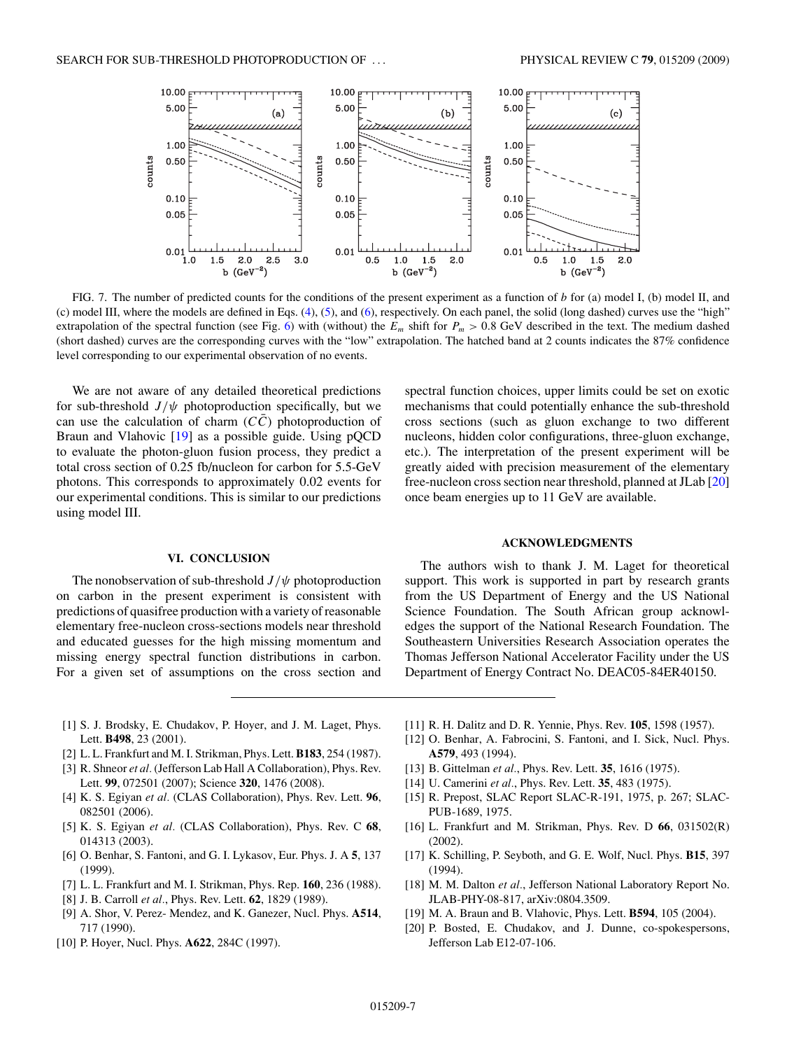(a)

counts

10.00
5.00
1.00
0.50
0.10
0.05
0.01

1.0 1.5 2.0 2.5 3.0

b (GeV$^{-2}$)

(b)

counts

10.00
5.00
1.00
0.50
0.10
0.05
0.01

0.5 1.0 1.5 2.0

b (GeV$^{-2}$)

(c)

counts

10.00
5.00
1.00
0.50
0.10
0.05
0.01

0.5 1.0 1.5 2.0

b (GeV$^{-2}$)

FIG. 7. The number of predicted counts for the conditions of the present experiment as a function of $b$ for (a) model I, (b) model II, and (c) model III, where the models are defined in Eqs. (4), (5), and (6), respectively. On each panel, the solid (long dashed) curves use the "high" extrapolation of the spectral function (see Fig. 6) with (without) the $E_m$ shift for $P_m > 0.8$ GeV described in the text. The medium dashed (short dashed) curves are the corresponding curves with the "low" extrapolation. The hatched band at 2 counts indicates the 87% confidence level corresponding to our experimental observation of no events.

We are not aware of any detailed theoretical predictions for sub-threshold $J/\psi$ photoproduction specifically, but we can use the calculation of charm ($C\bar{C}$) photoproduction of Braun and Vlahovic [19] as a possible guide. Using pQCD to evaluate the photon-gluon fusion process, they predict a total cross section of 0.25 fb/nucleon for carbon for 5.5-GeV photons. This corresponds to approximately 0.02 events for our experimental conditions. This is similar to our predictions using model III.

## VI. CONCLUSION

The nonobservation of sub-threshold $J/\psi$ photoproduction on carbon in the present experiment is consistent with predictions of quasifree production with a variety of reasonable elementary free-nucleon cross-sections models near threshold and educated guesses for the high missing momentum and missing energy spectral function distributions in carbon. For a given set of assumptions on the cross section and spectral function choices, upper limits could be set on exotic mechanisms that could potentially enhance the sub-threshold cross sections (such as gluon exchange to two different nucleons, hidden color configurations, three-gluon exchange, etc.). The interpretation of the present experiment will be greatly aided with precision measurement of the elementary free-nucleon cross section near threshold, planned at JLab [20] once beam energies up to 11 GeV are available.

## ACKNOWLEDGMENTS

The authors wish to thank J. M. Laget for theoretical support. This work is supported in part by research grants from the US Department of Energy and the US National Science Foundation. The South African group acknowledges the support of the National Research Foundation. The Southeastern Universities Research Association operates the Thomas Jefferson National Accelerator Facility under the US Department of Energy Contract No. DEAC05-84ER40150.

[1] S. J. Brodsky, E. Chudakov, P. Hoyer, and J. M. Laget, Phys. Lett. **B498**, 23 (2001).
[2] L. L. Frankfurt and M. I. Strikman, Phys. Lett. **B183**, 254 (1987).
[3] R. Shneor *et al*. (Jefferson Lab Hall A Collaboration), Phys. Rev. Lett. **99**, 072501 (2007); Science **320**, 1476 (2008).
[4] K. S. Egiyan *et al*. (CLAS Collaboration), Phys. Rev. Lett. **96**, 082501 (2006).
[5] K. S. Egiyan *et al*. (CLAS Collaboration), Phys. Rev. C **68**, 014313 (2003).
[6] O. Benhar, S. Fantoni, and G. I. Lykasov, Eur. Phys. J. A **5**, 137 (1999).
[7] L. L. Frankfurt and M. I. Strikman, Phys. Rep. **160**, 236 (1988).
[8] J. B. Carroll *et al*., Phys. Rev. Lett. **62**, 1829 (1989).
[9] A. Shor, V. Perez- Mendez, and K. Ganezer, Nucl. Phys. **A514**, 717 (1990).
[10] P. Hoyer, Nucl. Phys. **A622**, 284C (1997).
[11] R. H. Dalitz and D. R. Yennie, Phys. Rev. **105**, 1598 (1957).
[12] O. Benhar, A. Fabrocini, S. Fantoni, and I. Sick, Nucl. Phys. **A579**, 493 (1994).
[13] B. Gittelman *et al*., Phys. Rev. Lett. **35**, 1616 (1975).
[14] U. Camerini *et al*., Phys. Rev. Lett. **35**, 483 (1975).
[15] R. Prepost, SLAC Report SLAC-R-191, 1975, p. 267; SLAC-PUB-1689, 1975.
[16] L. Frankfurt and M. Strikman, Phys. Rev. D **66**, 031502(R) (2002).
[17] K. Schilling, P. Seyboth, and G. E. Wolf, Nucl. Phys. **B15**, 397 (1994).
[18] M. M. Dalton *et al*., Jefferson National Laboratory Report No. JLAB-PHY-08-817, arXiv:0804.3509.
[19] M. A. Braun and B. Vlahovic, Phys. Lett. **B594**, 105 (2004).
[20] P. Bosted, E. Chudakov, and J. Dunne, co-spokespersons, Jefferson Lab E12-07-106.